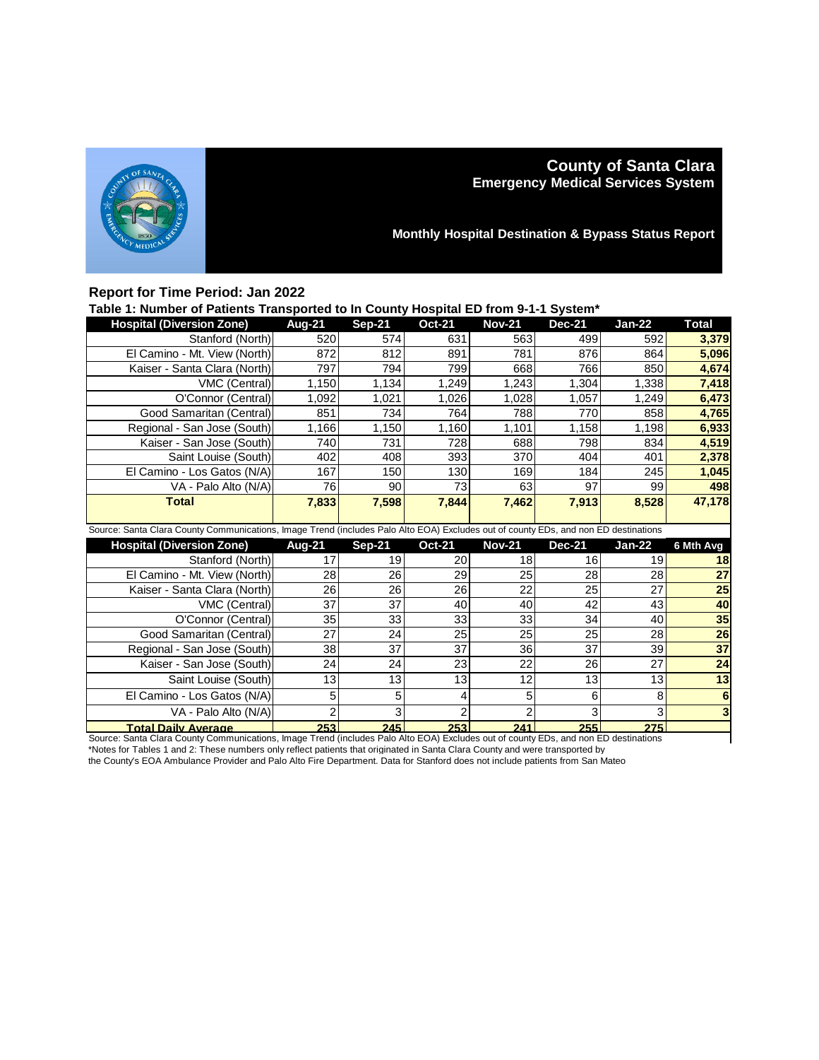# County of Santa Clara
## Emergency Medical Services System

### Monthly Hospital Destination & Bypass Status Report

**Report for Time Period: Jan 2022**

**Table 1: Number of Patients Transported to In County Hospital ED from 9-1-1 System***

| Hospital (Diversion Zone) | Aug-21 | Sep-21 | Oct-21 | Nov-21 | Dec-21 | Jan-22 | Total |
|---|---|---|---|---|---|---|---|
| Stanford (North) | 520 | 574 | 631 | 563 | 499 | 592 | **3,379** |
| El Camino - Mt. View (North) | 872 | 812 | 891 | 781 | 876 | 864 | **5,096** |
| Kaiser - Santa Clara (North) | 797 | 794 | 799 | 668 | 766 | 850 | **4,674** |
| VMC (Central) | 1,150 | 1,134 | 1,249 | 1,243 | 1,304 | 1,338 | **7,418** |
| O'Connor (Central) | 1,092 | 1,021 | 1,026 | 1,028 | 1,057 | 1,249 | **6,473** |
| Good Samaritan (Central) | 851 | 734 | 764 | 788 | 770 | 858 | **4,765** |
| Regional - San Jose (South) | 1,166 | 1,150 | 1,160 | 1,101 | 1,158 | 1,198 | **6,933** |
| Kaiser - San Jose (South) | 740 | 731 | 728 | 688 | 798 | 834 | **4,519** |
| Saint Louise (South) | 402 | 408 | 393 | 370 | 404 | 401 | **2,378** |
| El Camino - Los Gatos (N/A) | 167 | 150 | 130 | 169 | 184 | 245 | **1,045** |
| VA - Palo Alto (N/A) | 76 | 90 | 73 | 63 | 97 | 99 | **498** |
| **Total** | **7,833** | **7,598** | **7,844** | **7,462** | **7,913** | **8,528** | **47,178** |

Source: Santa Clara County Communications, Image Trend (includes Palo Alto EOA) Excludes out of county EDs, and non ED destinations

| Hospital (Diversion Zone) | Aug-21 | Sep-21 | Oct-21 | Nov-21 | Dec-21 | Jan-22 | 6 Mth Avg |
|---|---|---|---|---|---|---|---|
| Stanford (North) | 17 | 19 | 20 | 18 | 16 | 19 | **18** |
| El Camino - Mt. View (North) | 28 | 26 | 29 | 25 | 28 | 28 | **27** |
| Kaiser - Santa Clara (North) | 26 | 26 | 26 | 22 | 25 | 27 | **25** |
| VMC (Central) | 37 | 37 | 40 | 40 | 42 | 43 | **40** |
| O'Connor (Central) | 35 | 33 | 33 | 33 | 34 | 40 | **35** |
| Good Samaritan (Central) | 27 | 24 | 25 | 25 | 25 | 28 | **26** |
| Regional - San Jose (South) | 38 | 37 | 37 | 36 | 37 | 39 | **37** |
| Kaiser - San Jose (South) | 24 | 24 | 23 | 22 | 26 | 27 | **24** |
| Saint Louise (South) | 13 | 13 | 13 | 12 | 13 | 13 | **13** |
| El Camino - Los Gatos (N/A) | 5 | 5 | 4 | 5 | 6 | 8 | **6** |
| VA - Palo Alto (N/A) | 2 | 3 | 2 | 2 | 3 | 3 | **3** |
| **Total Daily Average** | **253** | **245** | **253** | **241** | **255** | **275** | |

Source: Santa Clara County Communications, Image Trend (includes Palo Alto EOA) Excludes out of county EDs, and non ED destinations

*Notes for Tables 1 and 2: These numbers only reflect patients that originated in Santa Clara County and were transported by the County's EOA Ambulance Provider and Palo Alto Fire Department. Data for Stanford does not include patients from San Mateo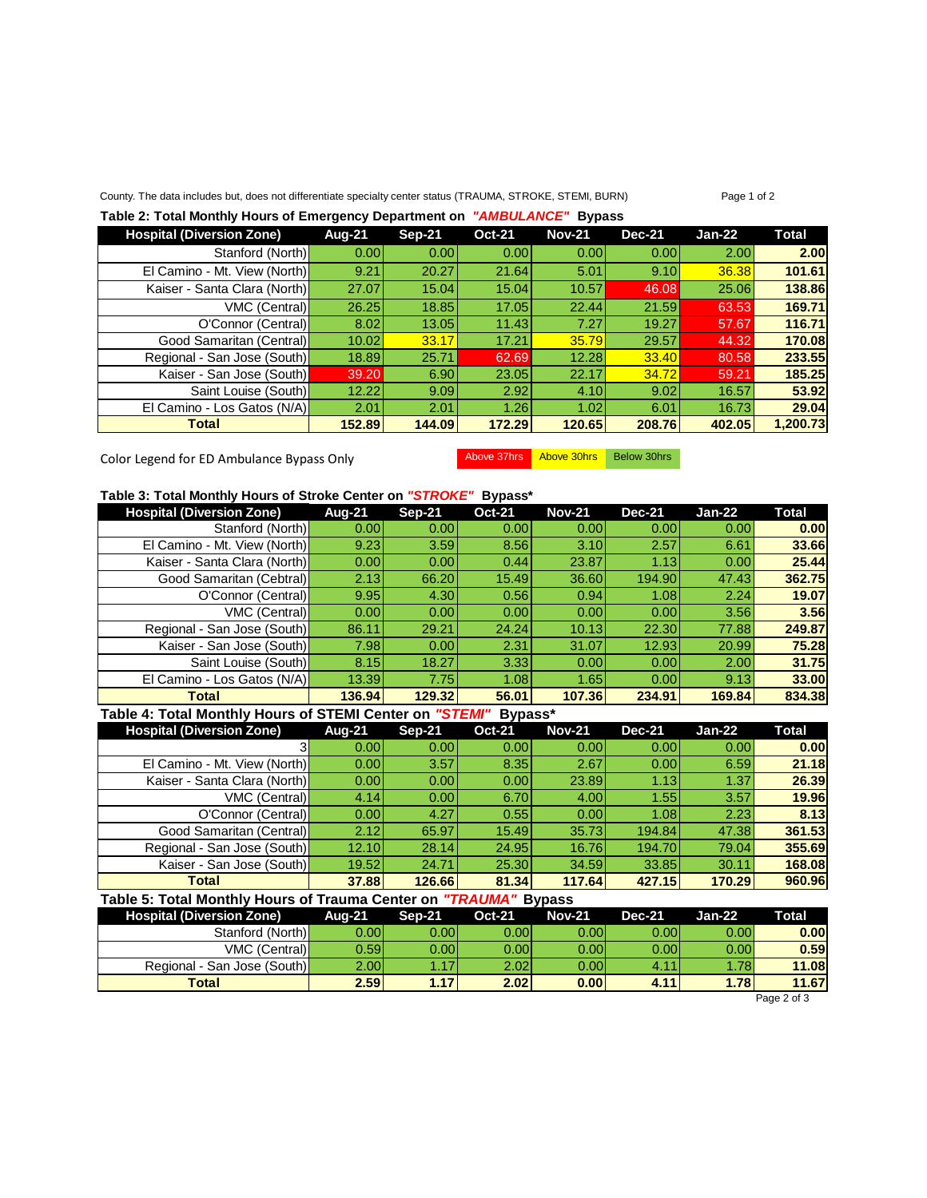County. The data includes but, does not differentiate specialty center status (TRAUMA, STROKE, STEMI, BURN)

**Table 2: Total Monthly Hours of Emergency Department on *"AMBULANCE"* Bypass**

| Hospital (Diversion Zone) | Aug-21 | Sep-21 | Oct-21 | Nov-21 | Dec-21 | Jan-22 | Total |
|---|---|---|---|---|---|---|---|
| Stanford (North) | 0.00 | 0.00 | 0.00 | 0.00 | 0.00 | 2.00 | **2.00** |
| El Camino - Mt. View (North) | 9.21 | 20.27 | 21.64 | 5.01 | 9.10 | 36.38 | **101.61** |
| Kaiser - Santa Clara (North) | 27.07 | 15.04 | 15.04 | 10.57 | 46.08 | 25.06 | **138.86** |
| VMC (Central) | 26.25 | 18.85 | 17.05 | 22.44 | 21.59 | 63.53 | **169.71** |
| O'Connor (Central) | 8.02 | 13.05 | 11.43 | 7.27 | 19.27 | 57.67 | **116.71** |
| Good Samaritan (Central) | 10.02 | 33.17 | 17.21 | 35.79 | 29.57 | 44.32 | **170.08** |
| Regional - San Jose (South) | 18.89 | 25.71 | 62.69 | 12.28 | 33.40 | 80.58 | **233.55** |
| Kaiser - San Jose (South) | 39.20 | 6.90 | 23.05 | 22.17 | 34.72 | 59.21 | **185.25** |
| Saint Louise (South) | 12.22 | 9.09 | 2.92 | 4.10 | 9.02 | 16.57 | **53.92** |
| El Camino - Los Gatos (N/A) | 2.01 | 2.01 | 1.26 | 1.02 | 6.01 | 16.73 | **29.04** |
| **Total** | **152.89** | **144.09** | **172.29** | **120.65** | **208.76** | **402.05** | **1,200.73** |

Color Legend for ED Ambulance Bypass Only: Above 37hrs | Above 30hrs | Below 30hrs

**Table 3: Total Monthly Hours of Stroke Center on *"STROKE"* Bypass\***

| Hospital (Diversion Zone) | Aug-21 | Sep-21 | Oct-21 | Nov-21 | Dec-21 | Jan-22 | Total |
|---|---|---|---|---|---|---|---|
| Stanford (North) | 0.00 | 0.00 | 0.00 | 0.00 | 0.00 | 0.00 | **0.00** |
| El Camino - Mt. View (North) | 9.23 | 3.59 | 8.56 | 3.10 | 2.57 | 6.61 | **33.66** |
| Kaiser - Santa Clara (North) | 0.00 | 0.00 | 0.44 | 23.87 | 1.13 | 0.00 | **25.44** |
| Good Samaritan (Cebtral) | 2.13 | 66.20 | 15.49 | 36.60 | 194.90 | 47.43 | **362.75** |
| O'Connor (Central) | 9.95 | 4.30 | 0.56 | 0.94 | 1.08 | 2.24 | **19.07** |
| VMC (Central) | 0.00 | 0.00 | 0.00 | 0.00 | 0.00 | 3.56 | **3.56** |
| Regional - San Jose (South) | 86.11 | 29.21 | 24.24 | 10.13 | 22.30 | 77.88 | **249.87** |
| Kaiser - San Jose (South) | 7.98 | 0.00 | 2.31 | 31.07 | 12.93 | 20.99 | **75.28** |
| Saint Louise (South) | 8.15 | 18.27 | 3.33 | 0.00 | 0.00 | 2.00 | **31.75** |
| El Camino - Los Gatos (N/A) | 13.39 | 7.75 | 1.08 | 1.65 | 0.00 | 9.13 | **33.00** |
| **Total** | **136.94** | **129.32** | **56.01** | **107.36** | **234.91** | **169.84** | **834.38** |

**Table 4: Total Monthly Hours of STEMI Center on *"STEMI"* Bypass\***

| Hospital (Diversion Zone) | Aug-21 | Sep-21 | Oct-21 | Nov-21 | Dec-21 | Jan-22 | Total |
|---|---|---|---|---|---|---|---|
| 3 | 0.00 | 0.00 | 0.00 | 0.00 | 0.00 | 0.00 | **0.00** |
| El Camino - Mt. View (North) | 0.00 | 3.57 | 8.35 | 2.67 | 0.00 | 6.59 | **21.18** |
| Kaiser - Santa Clara (North) | 0.00 | 0.00 | 0.00 | 23.89 | 1.13 | 1.37 | **26.39** |
| VMC (Central) | 4.14 | 0.00 | 6.70 | 4.00 | 1.55 | 3.57 | **19.96** |
| O'Connor (Central) | 0.00 | 4.27 | 0.55 | 0.00 | 1.08 | 2.23 | **8.13** |
| Good Samaritan (Central) | 2.12 | 65.97 | 15.49 | 35.73 | 194.84 | 47.38 | **361.53** |
| Regional - San Jose (South) | 12.10 | 28.14 | 24.95 | 16.76 | 194.70 | 79.04 | **355.69** |
| Kaiser - San Jose (South) | 19.52 | 24.71 | 25.30 | 34.59 | 33.85 | 30.11 | **168.08** |
| **Total** | **37.88** | **126.66** | **81.34** | **117.64** | **427.15** | **170.29** | **960.96** |

**Table 5: Total Monthly Hours of Trauma Center on *"TRAUMA"* Bypass**

| Hospital (Diversion Zone) | Aug-21 | Sep-21 | Oct-21 | Nov-21 | Dec-21 | Jan-22 | Total |
|---|---|---|---|---|---|---|---|
| Stanford (North) | 0.00 | 0.00 | 0.00 | 0.00 | 0.00 | 0.00 | **0.00** |
| VMC (Central) | 0.59 | 0.00 | 0.00 | 0.00 | 0.00 | 0.00 | **0.59** |
| Regional - San Jose (South) | 2.00 | 1.17 | 2.02 | 0.00 | 4.11 | 1.78 | **11.08** |
| **Total** | **2.59** | **1.17** | **2.02** | **0.00** | **4.11** | **1.78** | **11.67** |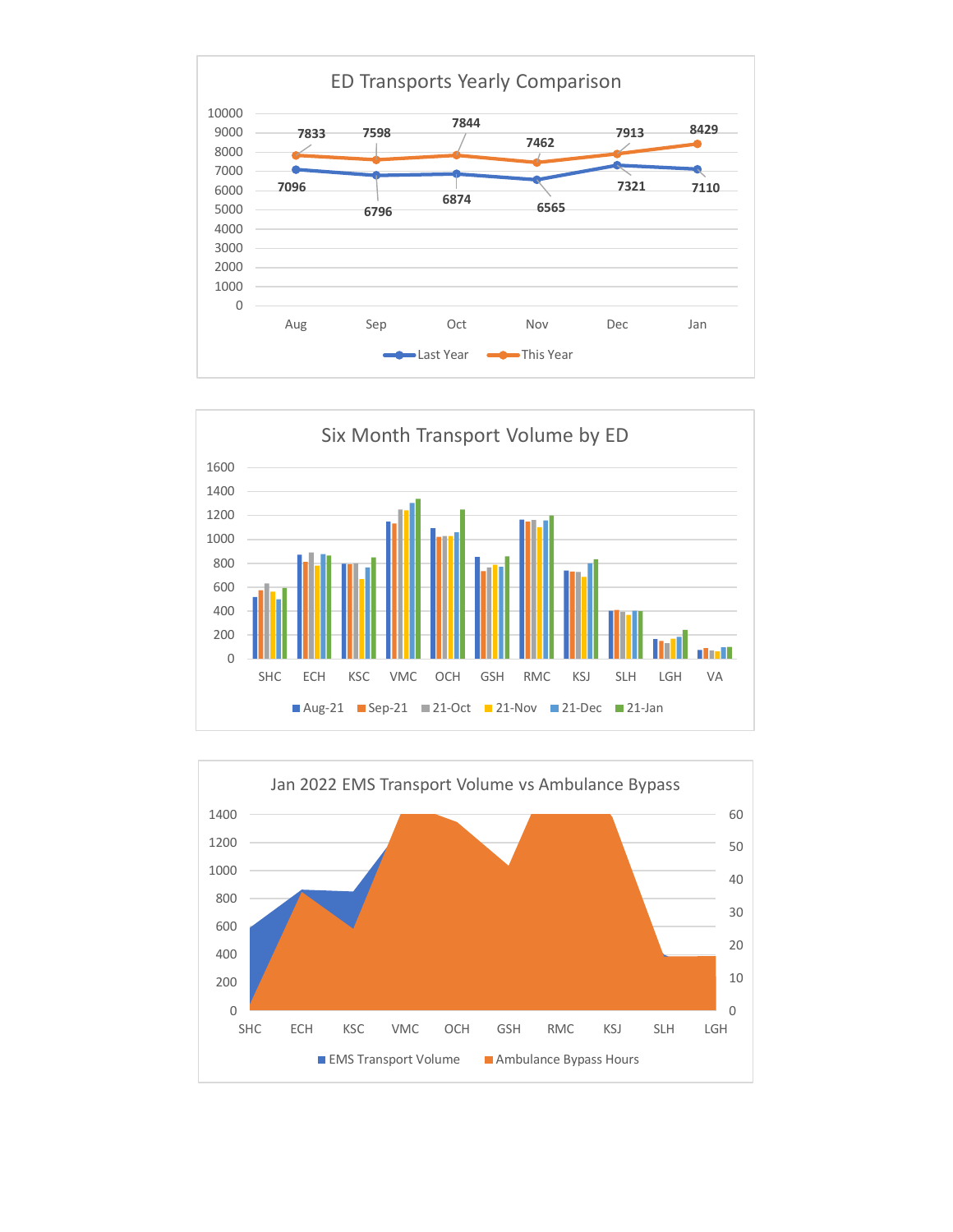ED Transports Yearly Comparison

10000
9000
8000
7000
6000
5000
4000
3000
2000
1000
0

7833 7598 7844 7462 7913 8429

7096 6796 6874 6565 7321 7110

Aug Sep Oct Nov Dec Jan

Last Year This Year

Six Month Transport Volume by ED

1600
1400
1200
1000
800
600
400
200
0

SHC ECH KSC VMC OCH GSH RMC KSJ SLH LGH VA

Aug-21 Sep-21 21-Oct 21-Nov 21-Dec 21-Jan

Jan 2022 EMS Transport Volume vs Ambulance Bypass

1400
1200
1000
800
600
400
200
0

60
50
40
30
20
10
0

SHC ECH KSC VMC OCH GSH RMC KSJ SLH LGH

EMS Transport Volume Ambulance Bypass Hours